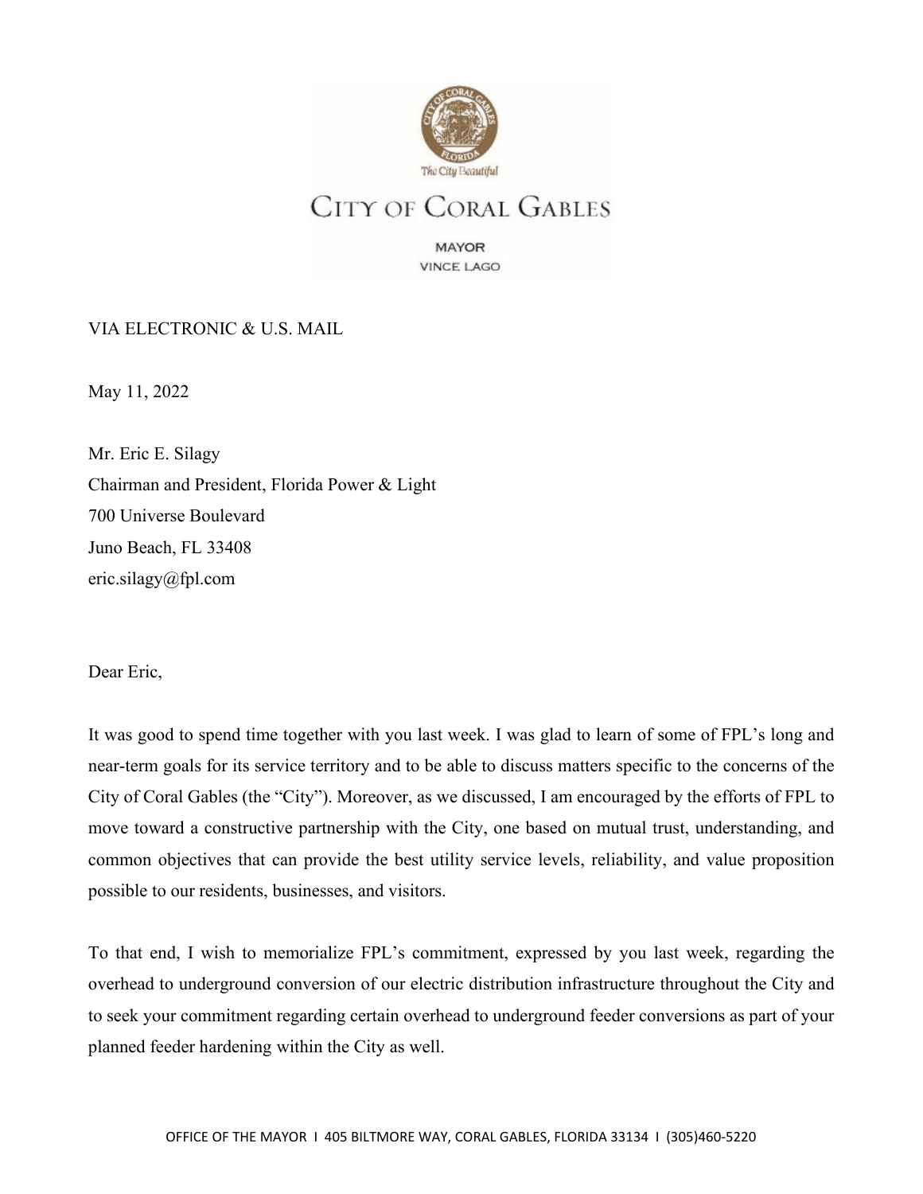# CITY OF CORAL GABLES

MAYOR
VINCE LAGO

VIA ELECTRONIC & U.S. MAIL

May 11, 2022

Mr. Eric E. Silagy
Chairman and President, Florida Power & Light
700 Universe Boulevard
Juno Beach, FL 33408
eric.silagy@fpl.com

Dear Eric,

It was good to spend time together with you last week. I was glad to learn of some of FPL's long and near-term goals for its service territory and to be able to discuss matters specific to the concerns of the City of Coral Gables (the "City"). Moreover, as we discussed, I am encouraged by the efforts of FPL to move toward a constructive partnership with the City, one based on mutual trust, understanding, and common objectives that can provide the best utility service levels, reliability, and value proposition possible to our residents, businesses, and visitors.

To that end, I wish to memorialize FPL's commitment, expressed by you last week, regarding the overhead to underground conversion of our electric distribution infrastructure throughout the City and to seek your commitment regarding certain overhead to underground feeder conversions as part of your planned feeder hardening within the City as well.

OFFICE OF THE MAYOR I 405 BILTMORE WAY, CORAL GABLES, FLORIDA 33134 I (305)460-5220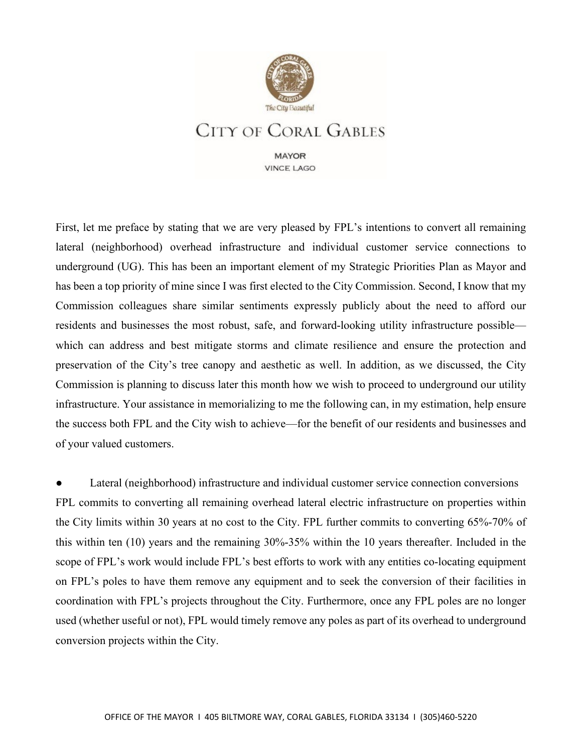CITY OF CORAL GABLES

MAYOR
VINCE LAGO

First, let me preface by stating that we are very pleased by FPL's intentions to convert all remaining lateral (neighborhood) overhead infrastructure and individual customer service connections to underground (UG). This has been an important element of my Strategic Priorities Plan as Mayor and has been a top priority of mine since I was first elected to the City Commission. Second, I know that my Commission colleagues share similar sentiments expressly publicly about the need to afford our residents and businesses the most robust, safe, and forward-looking utility infrastructure possible—which can address and best mitigate storms and climate resilience and ensure the protection and preservation of the City's tree canopy and aesthetic as well. In addition, as we discussed, the City Commission is planning to discuss later this month how we wish to proceed to underground our utility infrastructure. Your assistance in memorializing to me the following can, in my estimation, help ensure the success both FPL and the City wish to achieve—for the benefit of our residents and businesses and of your valued customers.

- Lateral (neighborhood) infrastructure and individual customer service connection conversions

FPL commits to converting all remaining overhead lateral electric infrastructure on properties within the City limits within 30 years at no cost to the City. FPL further commits to converting 65%-70% of this within ten (10) years and the remaining 30%-35% within the 10 years thereafter. Included in the scope of FPL's work would include FPL's best efforts to work with any entities co-locating equipment on FPL's poles to have them remove any equipment and to seek the conversion of their facilities in coordination with FPL's projects throughout the City. Furthermore, once any FPL poles are no longer used (whether useful or not), FPL would timely remove any poles as part of its overhead to underground conversion projects within the City.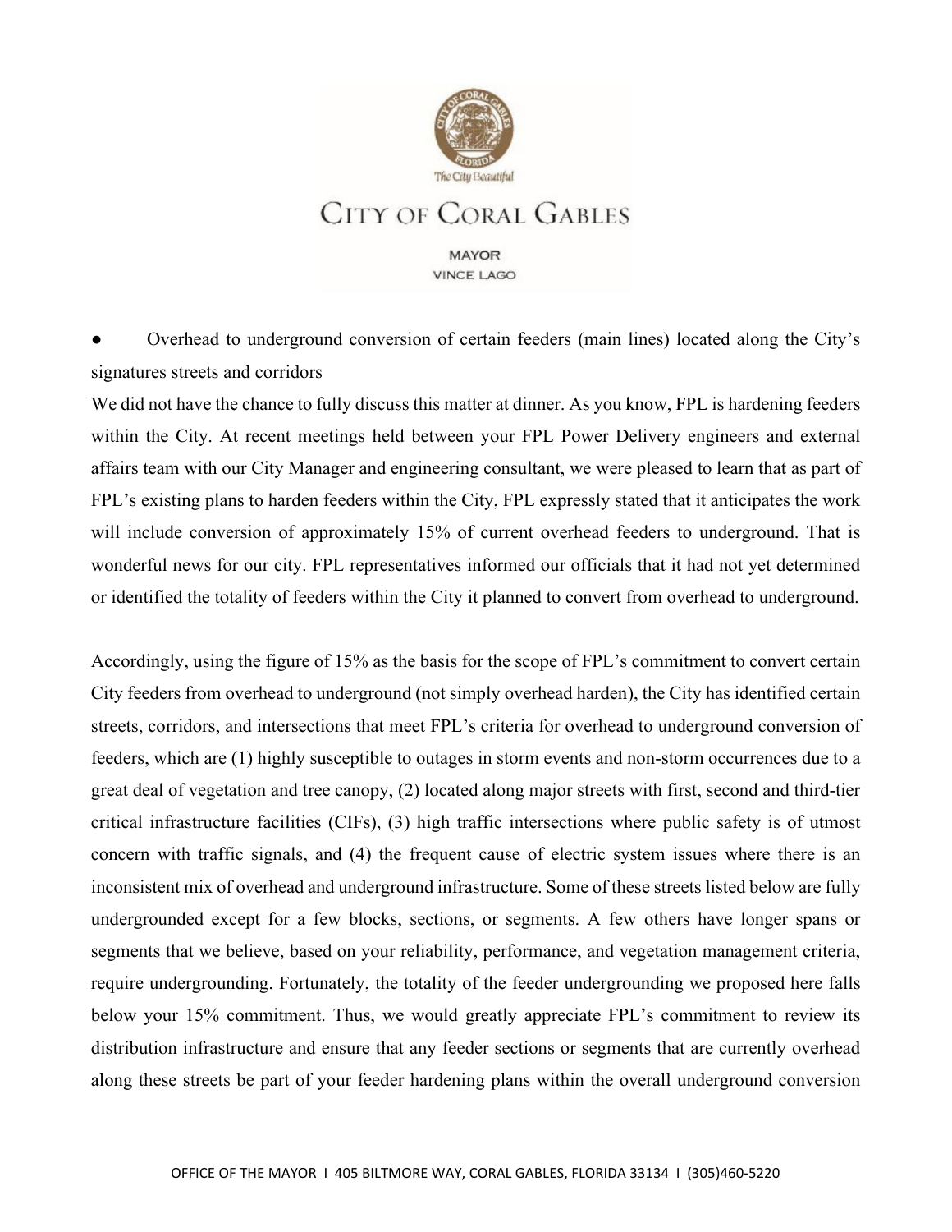# City of Coral Gables

MAYOR
VINCE LAGO

● Overhead to underground conversion of certain feeders (main lines) located along the City's signatures streets and corridors

We did not have the chance to fully discuss this matter at dinner. As you know, FPL is hardening feeders within the City. At recent meetings held between your FPL Power Delivery engineers and external affairs team with our City Manager and engineering consultant, we were pleased to learn that as part of FPL's existing plans to harden feeders within the City, FPL expressly stated that it anticipates the work will include conversion of approximately 15% of current overhead feeders to underground. That is wonderful news for our city. FPL representatives informed our officials that it had not yet determined or identified the totality of feeders within the City it planned to convert from overhead to underground.

Accordingly, using the figure of 15% as the basis for the scope of FPL's commitment to convert certain City feeders from overhead to underground (not simply overhead harden), the City has identified certain streets, corridors, and intersections that meet FPL's criteria for overhead to underground conversion of feeders, which are (1) highly susceptible to outages in storm events and non-storm occurrences due to a great deal of vegetation and tree canopy, (2) located along major streets with first, second and third-tier critical infrastructure facilities (CIFs), (3) high traffic intersections where public safety is of utmost concern with traffic signals, and (4) the frequent cause of electric system issues where there is an inconsistent mix of overhead and underground infrastructure. Some of these streets listed below are fully undergrounded except for a few blocks, sections, or segments. A few others have longer spans or segments that we believe, based on your reliability, performance, and vegetation management criteria, require undergrounding. Fortunately, the totality of the feeder undergrounding we proposed here falls below your 15% commitment. Thus, we would greatly appreciate FPL's commitment to review its distribution infrastructure and ensure that any feeder sections or segments that are currently overhead along these streets be part of your feeder hardening plans within the overall underground conversion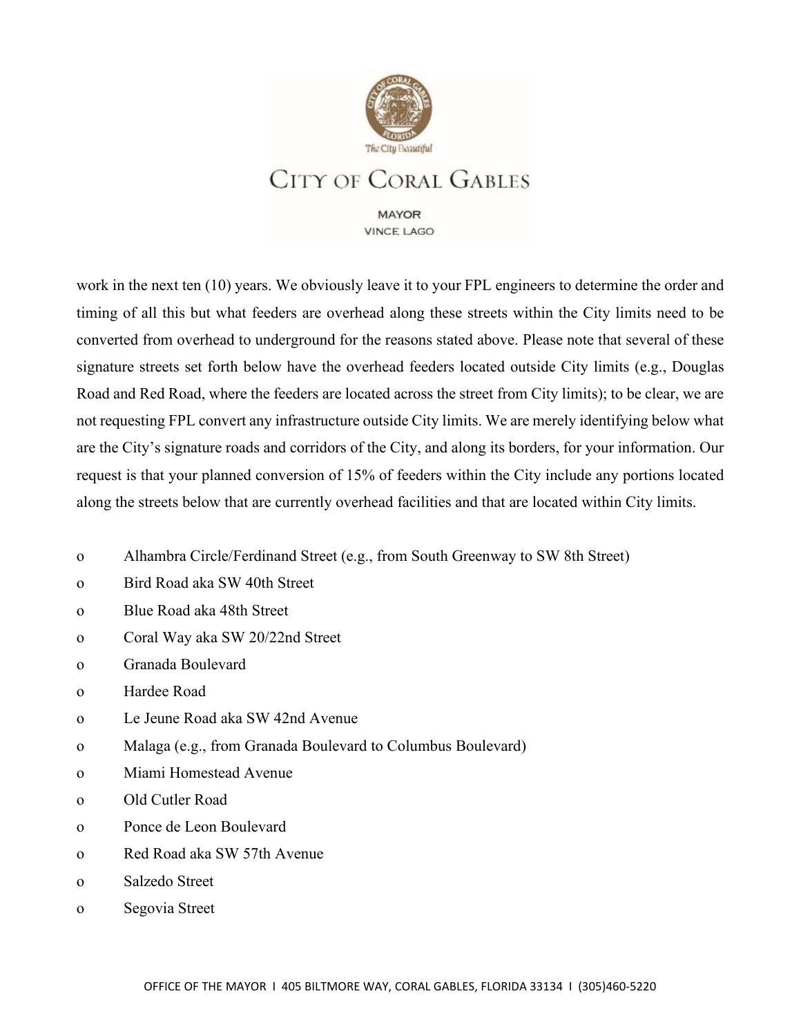work in the next ten (10) years. We obviously leave it to your FPL engineers to determine the order and timing of all this but what feeders are overhead along these streets within the City limits need to be converted from overhead to underground for the reasons stated above. Please note that several of these signature streets set forth below have the overhead feeders located outside City limits (e.g., Douglas Road and Red Road, where the feeders are located across the street from City limits); to be clear, we are not requesting FPL convert any infrastructure outside City limits. We are merely identifying below what are the City's signature roads and corridors of the City, and along its borders, for your information. Our request is that your planned conversion of 15% of feeders within the City include any portions located along the streets below that are currently overhead facilities and that are located within City limits.

- Alhambra Circle/Ferdinand Street (e.g., from South Greenway to SW 8th Street)
- Bird Road aka SW 40th Street
- Blue Road aka 48th Street
- Coral Way aka SW 20/22nd Street
- Granada Boulevard
- Hardee Road
- Le Jeune Road aka SW 42nd Avenue
- Malaga (e.g., from Granada Boulevard to Columbus Boulevard)
- Miami Homestead Avenue
- Old Cutler Road
- Ponce de Leon Boulevard
- Red Road aka SW 57th Avenue
- Salzedo Street
- Segovia Street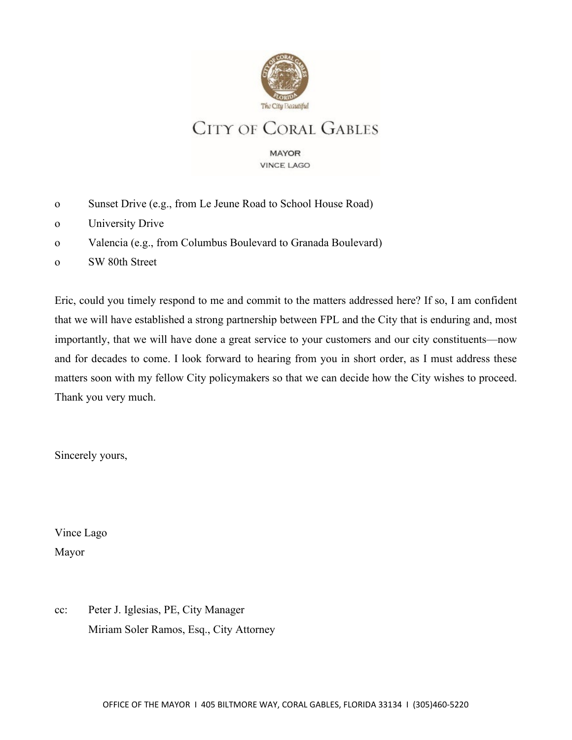- Sunset Drive (e.g., from Le Jeune Road to School House Road)
- University Drive
- Valencia (e.g., from Columbus Boulevard to Granada Boulevard)
- SW 80th Street

Eric, could you timely respond to me and commit to the matters addressed here? If so, I am confident that we will have established a strong partnership between FPL and the City that is enduring and, most importantly, that we will have done a great service to your customers and our city constituents—now and for decades to come. I look forward to hearing from you in short order, as I must address these matters soon with my fellow City policymakers so that we can decide how the City wishes to proceed. Thank you very much.

Sincerely yours,

Vince Lago
Mayor

cc: Peter J. Iglesias, PE, City Manager
Miriam Soler Ramos, Esq., City Attorney